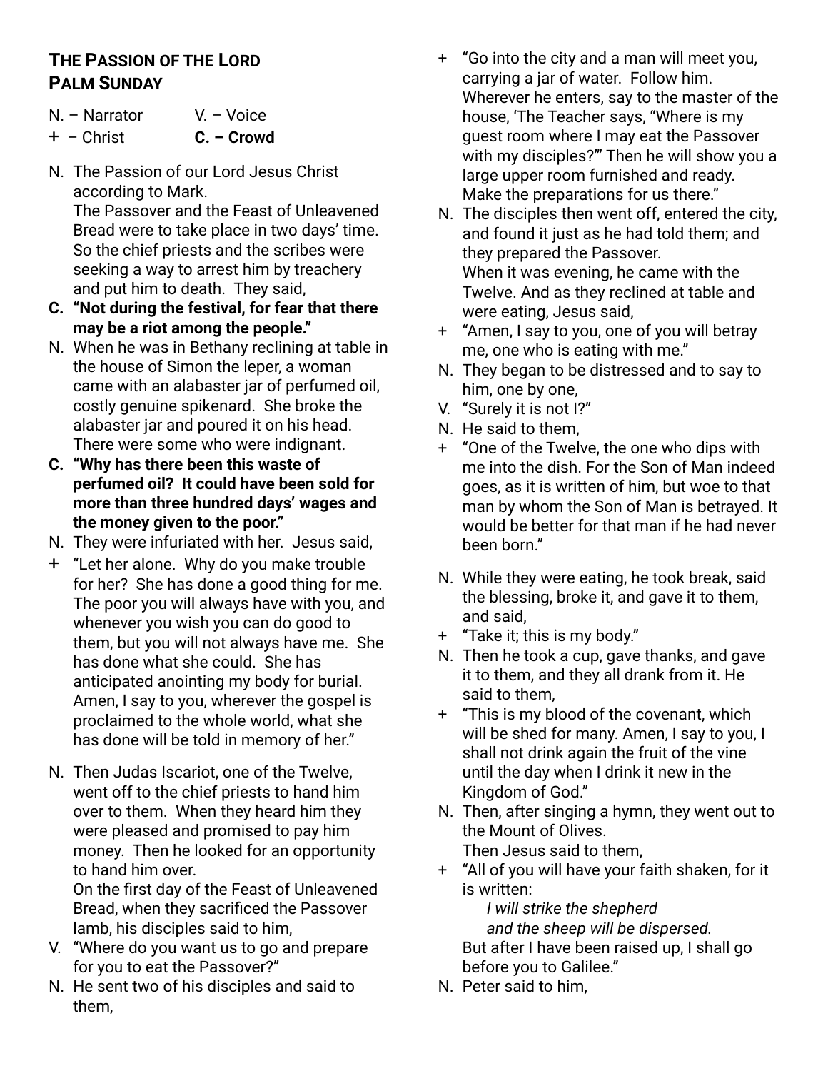## The Passion of the Lord
## Palm Sunday

N. – Narrator  V. – Voice
+ – Christ  **C. – Crowd**

N. The Passion of our Lord Jesus Christ according to Mark.
The Passover and the Feast of Unleavened Bread were to take place in two days' time. So the chief priests and the scribes were seeking a way to arrest him by treachery and put him to death. They said,

**C. "Not during the festival, for fear that there may be a riot among the people."**

N. When he was in Bethany reclining at table in the house of Simon the leper, a woman came with an alabaster jar of perfumed oil, costly genuine spikenard. She broke the alabaster jar and poured it on his head. There were some who were indignant.

**C. "Why has there been this waste of perfumed oil? It could have been sold for more than three hundred days' wages and the money given to the poor."**

N. They were infuriated with her. Jesus said,

+ "Let her alone. Why do you make trouble for her? She has done a good thing for me. The poor you will always have with you, and whenever you wish you can do good to them, but you will not always have me. She has done what she could. She has anticipated anointing my body for burial. Amen, I say to you, wherever the gospel is proclaimed to the whole world, what she has done will be told in memory of her."

N. Then Judas Iscariot, one of the Twelve, went off to the chief priests to hand him over to them. When they heard him they were pleased and promised to pay him money. Then he looked for an opportunity to hand him over.
On the first day of the Feast of Unleavened Bread, when they sacrificed the Passover lamb, his disciples said to him,

V. "Where do you want us to go and prepare for you to eat the Passover?"

N. He sent two of his disciples and said to them,

+ "Go into the city and a man will meet you, carrying a jar of water. Follow him. Wherever he enters, say to the master of the house, 'The Teacher says, "Where is my guest room where I may eat the Passover with my disciples?"' Then he will show you a large upper room furnished and ready. Make the preparations for us there."

N. The disciples then went off, entered the city, and found it just as he had told them; and they prepared the Passover.
When it was evening, he came with the Twelve. And as they reclined at table and were eating, Jesus said,

+ "Amen, I say to you, one of you will betray me, one who is eating with me."

N. They began to be distressed and to say to him, one by one,

V. "Surely it is not I?"

N. He said to them,

+ "One of the Twelve, the one who dips with me into the dish. For the Son of Man indeed goes, as it is written of him, but woe to that man by whom the Son of Man is betrayed. It would be better for that man if he had never been born."

N. While they were eating, he took break, said the blessing, broke it, and gave it to them, and said,

+ "Take it; this is my body."

N. Then he took a cup, gave thanks, and gave it to them, and they all drank from it. He said to them,

+ "This is my blood of the covenant, which will be shed for many. Amen, I say to you, I shall not drink again the fruit of the vine until the day when I drink it new in the Kingdom of God."

N. Then, after singing a hymn, they went out to the Mount of Olives.
Then Jesus said to them,

+ "All of you will have your faith shaken, for it is written:
*I will strike the shepherd*
*and the sheep will be dispersed.*
But after I have been raised up, I shall go before you to Galilee."

N. Peter said to him,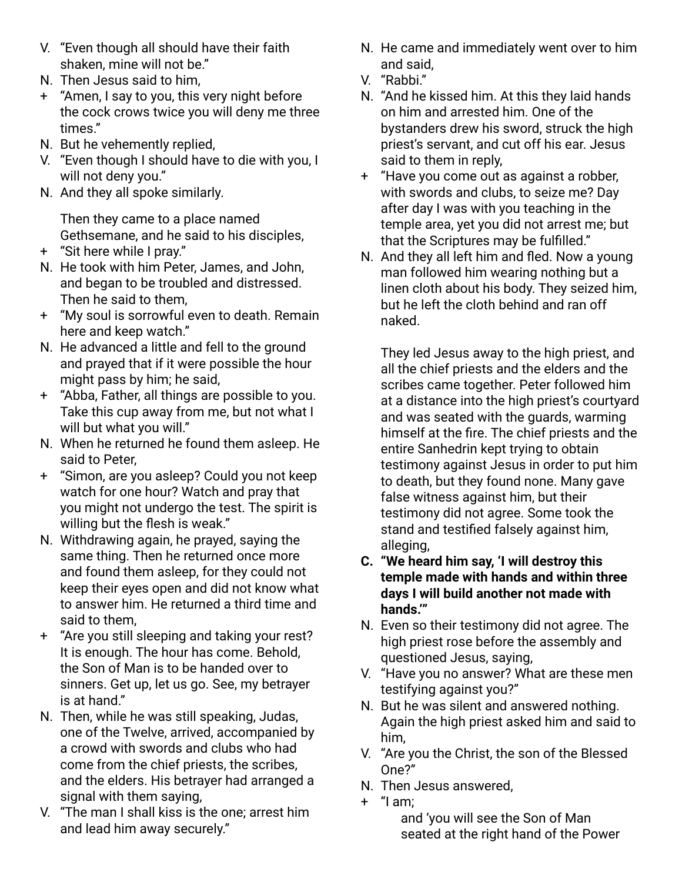V. “Even though all should have their faith shaken, mine will not be.”

N. Then Jesus said to him,

\+ “Amen, I say to you, this very night before the cock crows twice you will deny me three times.”

N. But he vehemently replied,

V. “Even though I should have to die with you, I will not deny you.”

N. And they all spoke similarly.

Then they came to a place named Gethsemane, and he said to his disciples,

\+ “Sit here while I pray.”

N. He took with him Peter, James, and John, and began to be troubled and distressed. Then he said to them,

\+ “My soul is sorrowful even to death. Remain here and keep watch.”

N. He advanced a little and fell to the ground and prayed that if it were possible the hour might pass by him; he said,

\+ “Abba, Father, all things are possible to you. Take this cup away from me, but not what I will but what you will.”

N. When he returned he found them asleep. He said to Peter,

\+ “Simon, are you asleep? Could you not keep watch for one hour? Watch and pray that you might not undergo the test. The spirit is willing but the flesh is weak.”

N. Withdrawing again, he prayed, saying the same thing. Then he returned once more and found them asleep, for they could not keep their eyes open and did not know what to answer him. He returned a third time and said to them,

\+ “Are you still sleeping and taking your rest? It is enough. The hour has come. Behold, the Son of Man is to be handed over to sinners. Get up, let us go. See, my betrayer is at hand.”

N. Then, while he was still speaking, Judas, one of the Twelve, arrived, accompanied by a crowd with swords and clubs who had come from the chief priests, the scribes, and the elders. His betrayer had arranged a signal with them saying,

V. “The man I shall kiss is the one; arrest him and lead him away securely.”

N. He came and immediately went over to him and said,

V. “Rabbi.”

N. “And he kissed him. At this they laid hands on him and arrested him. One of the bystanders drew his sword, struck the high priest’s servant, and cut off his ear. Jesus said to them in reply,

\+ “Have you come out as against a robber, with swords and clubs, to seize me? Day after day I was with you teaching in the temple area, yet you did not arrest me; but that the Scriptures may be fulfilled.”

N. And they all left him and fled. Now a young man followed him wearing nothing but a linen cloth about his body. They seized him, but he left the cloth behind and ran off naked.

They led Jesus away to the high priest, and all the chief priests and the elders and the scribes came together. Peter followed him at a distance into the high priest’s courtyard and was seated with the guards, warming himself at the fire. The chief priests and the entire Sanhedrin kept trying to obtain testimony against Jesus in order to put him to death, but they found none. Many gave false witness against him, but their testimony did not agree. Some took the stand and testified falsely against him, alleging,

**C. “We heard him say, ‘I will destroy this temple made with hands and within three days I will build another not made with hands.’”**

N. Even so their testimony did not agree. The high priest rose before the assembly and questioned Jesus, saying,

V. “Have you no answer? What are these men testifying against you?”

N. But he was silent and answered nothing. Again the high priest asked him and said to him,

V. “Are you the Christ, the son of the Blessed One?”

N. Then Jesus answered,

\+ “I am;

and ‘you will see the Son of Man
seated at the right hand of the Power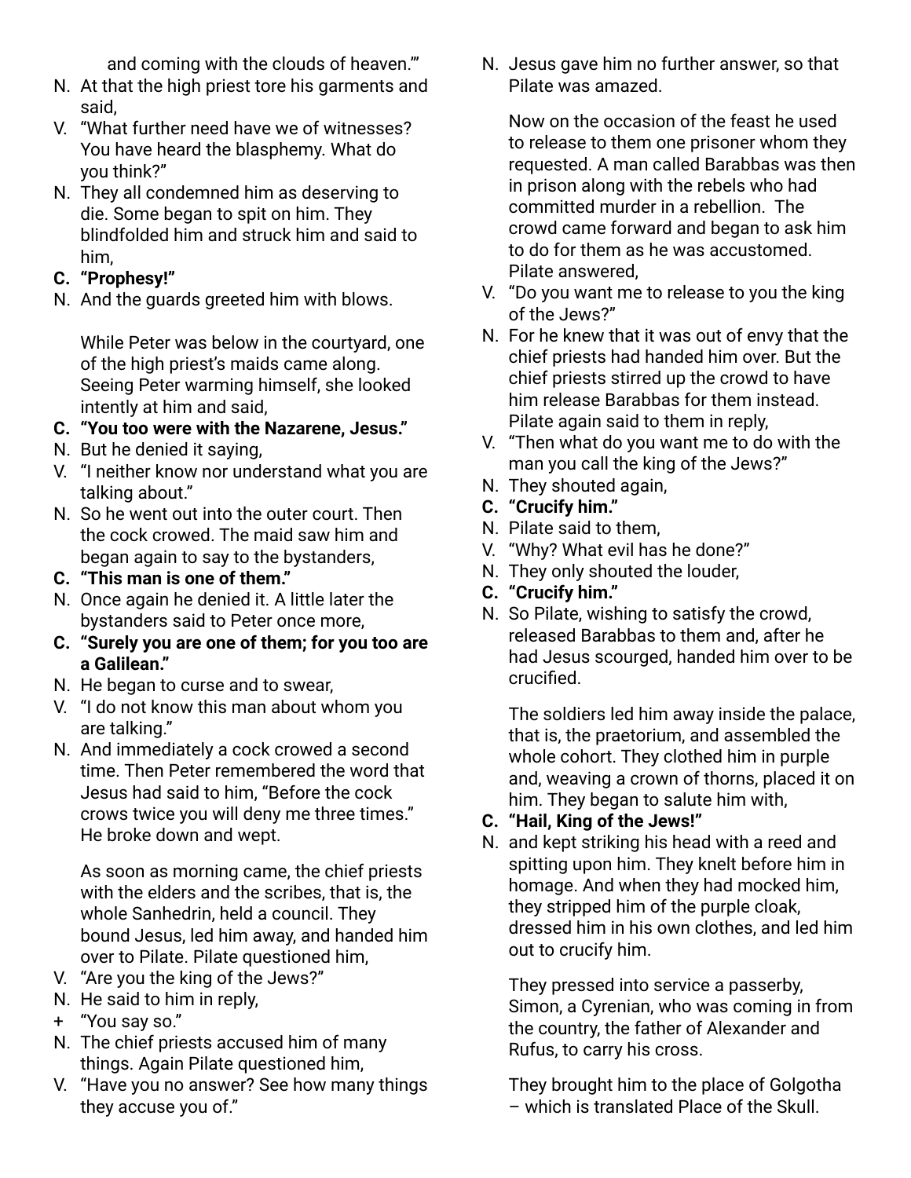and coming with the clouds of heaven.'"

N. At that the high priest tore his garments and said,

V. "What further need have we of witnesses? You have heard the blasphemy. What do you think?"

N. They all condemned him as deserving to die. Some began to spit on him. They blindfolded him and struck him and said to him,

**C. "Prophesy!"**

N. And the guards greeted him with blows.

While Peter was below in the courtyard, one of the high priest's maids came along. Seeing Peter warming himself, she looked intently at him and said,

**C. "You too were with the Nazarene, Jesus."**

N. But he denied it saying,

V. "I neither know nor understand what you are talking about."

N. So he went out into the outer court. Then the cock crowed. The maid saw him and began again to say to the bystanders,

**C. "This man is one of them."**

N. Once again he denied it. A little later the bystanders said to Peter once more,

**C. "Surely you are one of them; for you too are a Galilean."**

N. He began to curse and to swear,

V. "I do not know this man about whom you are talking."

N. And immediately a cock crowed a second time. Then Peter remembered the word that Jesus had said to him, "Before the cock crows twice you will deny me three times." He broke down and wept.

As soon as morning came, the chief priests with the elders and the scribes, that is, the whole Sanhedrin, held a council. They bound Jesus, led him away, and handed him over to Pilate. Pilate questioned him,

V. "Are you the king of the Jews?"

N. He said to him in reply,

+ "You say so."

N. The chief priests accused him of many things. Again Pilate questioned him,

V. "Have you no answer? See how many things they accuse you of."

N. Jesus gave him no further answer, so that Pilate was amazed.

Now on the occasion of the feast he used to release to them one prisoner whom they requested. A man called Barabbas was then in prison along with the rebels who had committed murder in a rebellion. The crowd came forward and began to ask him to do for them as he was accustomed. Pilate answered,

V. "Do you want me to release to you the king of the Jews?"

N. For he knew that it was out of envy that the chief priests had handed him over. But the chief priests stirred up the crowd to have him release Barabbas for them instead. Pilate again said to them in reply,

V. "Then what do you want me to do with the man you call the king of the Jews?"

N. They shouted again,

**C. "Crucify him."**

N. Pilate said to them,

V. "Why? What evil has he done?"

N. They only shouted the louder,

**C. "Crucify him."**

N. So Pilate, wishing to satisfy the crowd, released Barabbas to them and, after he had Jesus scourged, handed him over to be crucified.

The soldiers led him away inside the palace, that is, the praetorium, and assembled the whole cohort. They clothed him in purple and, weaving a crown of thorns, placed it on him. They began to salute him with,

**C. "Hail, King of the Jews!"**

N. and kept striking his head with a reed and spitting upon him. They knelt before him in homage. And when they had mocked him, they stripped him of the purple cloak, dressed him in his own clothes, and led him out to crucify him.

They pressed into service a passerby, Simon, a Cyrenian, who was coming in from the country, the father of Alexander and Rufus, to carry his cross.

They brought him to the place of Golgotha – which is translated Place of the Skull.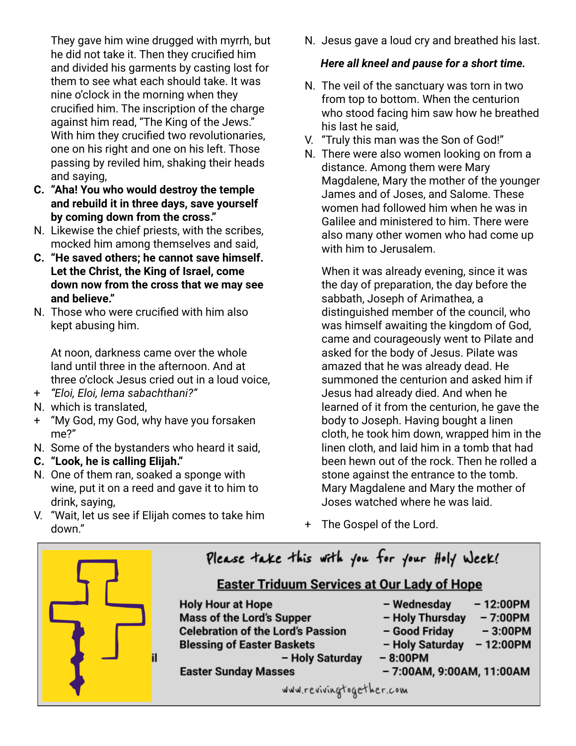They gave him wine drugged with myrrh, but he did not take it. Then they crucified him and divided his garments by casting lost for them to see what each should take. It was nine o'clock in the morning when they crucified him. The inscription of the charge against him read, "The King of the Jews." With him they crucified two revolutionaries, one on his right and one on his left. Those passing by reviled him, shaking their heads and saying,

**C. "Aha! You who would destroy the temple and rebuild it in three days, save yourself by coming down from the cross."**

N. Likewise the chief priests, with the scribes, mocked him among themselves and said,

**C. "He saved others; he cannot save himself. Let the Christ, the King of Israel, come down now from the cross that we may see and believe."**

N. Those who were crucified with him also kept abusing him.

At noon, darkness came over the whole land until three in the afternoon. And at three o'clock Jesus cried out in a loud voice,

\+ *"Eloi, Eloi, lema sabachthani?"*

N. which is translated,

\+ "My God, my God, why have you forsaken me?"

N. Some of the bystanders who heard it said,

**C. "Look, he is calling Elijah."**

N. One of them ran, soaked a sponge with wine, put it on a reed and gave it to him to drink, saying,

V. "Wait, let us see if Elijah comes to take him down."

N. Jesus gave a loud cry and breathed his last.

***Here all kneel and pause for a short time.***

N. The veil of the sanctuary was torn in two from top to bottom. When the centurion who stood facing him saw how he breathed his last he said,

V. "Truly this man was the Son of God!"

N. There were also women looking on from a distance. Among them were Mary Magdalene, Mary the mother of the younger James and of Joses, and Salome. These women had followed him when he was in Galilee and ministered to him. There were also many other women who had come up with him to Jerusalem.

When it was already evening, since it was the day of preparation, the day before the sabbath, Joseph of Arimathea, a distinguished member of the council, who was himself awaiting the kingdom of God, came and courageously went to Pilate and asked for the body of Jesus. Pilate was amazed that he was already dead. He summoned the centurion and asked him if Jesus had already died. And when he learned of it from the centurion, he gave the body to Joseph. Having bought a linen cloth, he took him down, wrapped him in the linen cloth, and laid him in a tomb that had been hewn out of the rock. Then he rolled a stone against the entrance to the tomb. Mary Magdalene and Mary the mother of Joses watched where he was laid.

\+ The Gospel of the Lord.

Please take this with you for your Holy Week!

**Easter Triduum Services at Our Lady of Hope**

| | | |
|---|---|---|
| Holy Hour at Hope | – Wednesday | – 12:00PM |
| Mass of the Lord's Supper | – Holy Thursday | – 7:00PM |
| Celebration of the Lord's Passion | – Good Friday | – 3:00PM |
| Blessing of Easter Baskets | – Holy Saturday | – 12:00PM |
| il | – Holy Saturday | – 8:00PM |
| Easter Sunday Masses | | – 7:00AM, 9:00AM, 11:00AM |

www.revivingtogether.com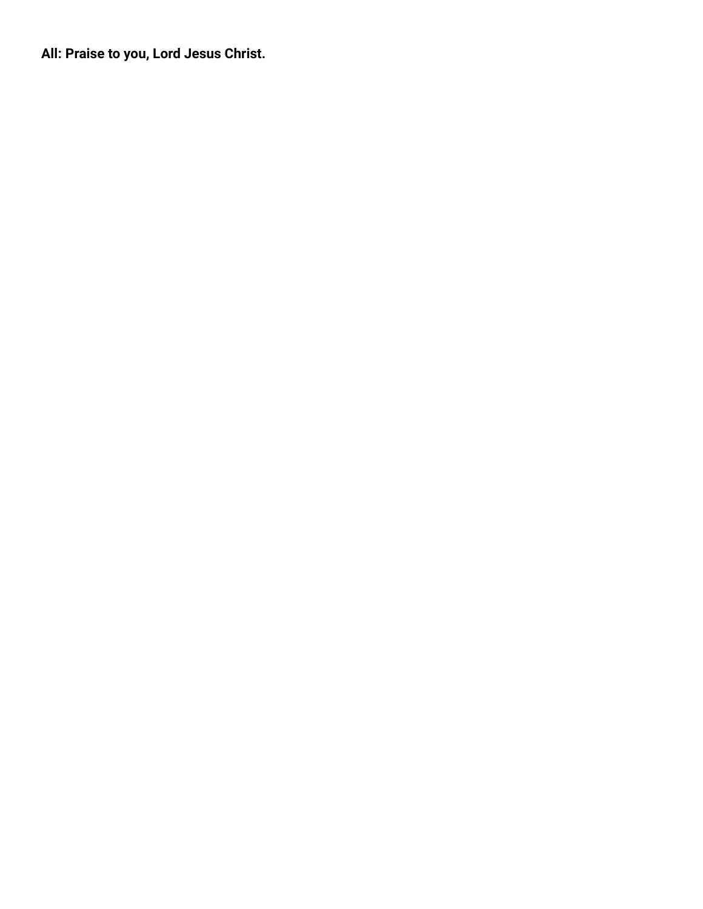**All: Praise to you, Lord Jesus Christ.**